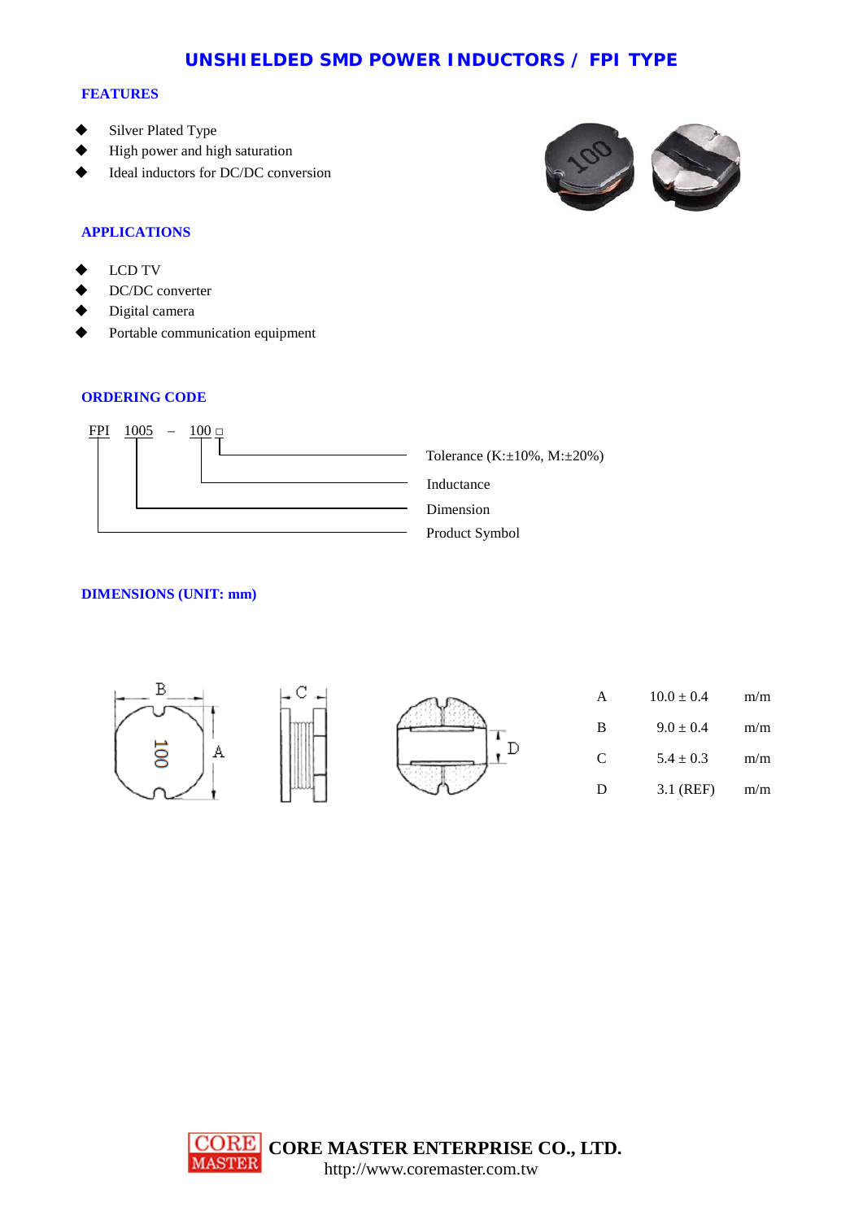# UNSHIELDED SMD POWER INDUCTORS / FPI TYPE

## FEATURES

- Silver Plated Type
- High power and high saturation
- Ideal inductors for DC/DC conversion

## APPLICATIONS

- LCD TV
- DC/DC converter
- Digital camera
- Portable communication equipment

## ORDERING CODE

FPI 1005 – 100 □

- □ : Tolerance (K:±10%, M:±20%)
- 100 : Inductance
- 1005 : Dimension
- FPI : Product Symbol

## DIMENSIONS (UNIT: mm)

| | | |
|---|---|---|
| A | 10.0 ± 0.4 | m/m |
| B | 9.0 ± 0.4 | m/m |
| C | 5.4 ± 0.3 | m/m |
| D | 3.1 (REF) | m/m |

CORE MASTER ENTERPRISE CO., LTD.
http://www.coremaster.com.tw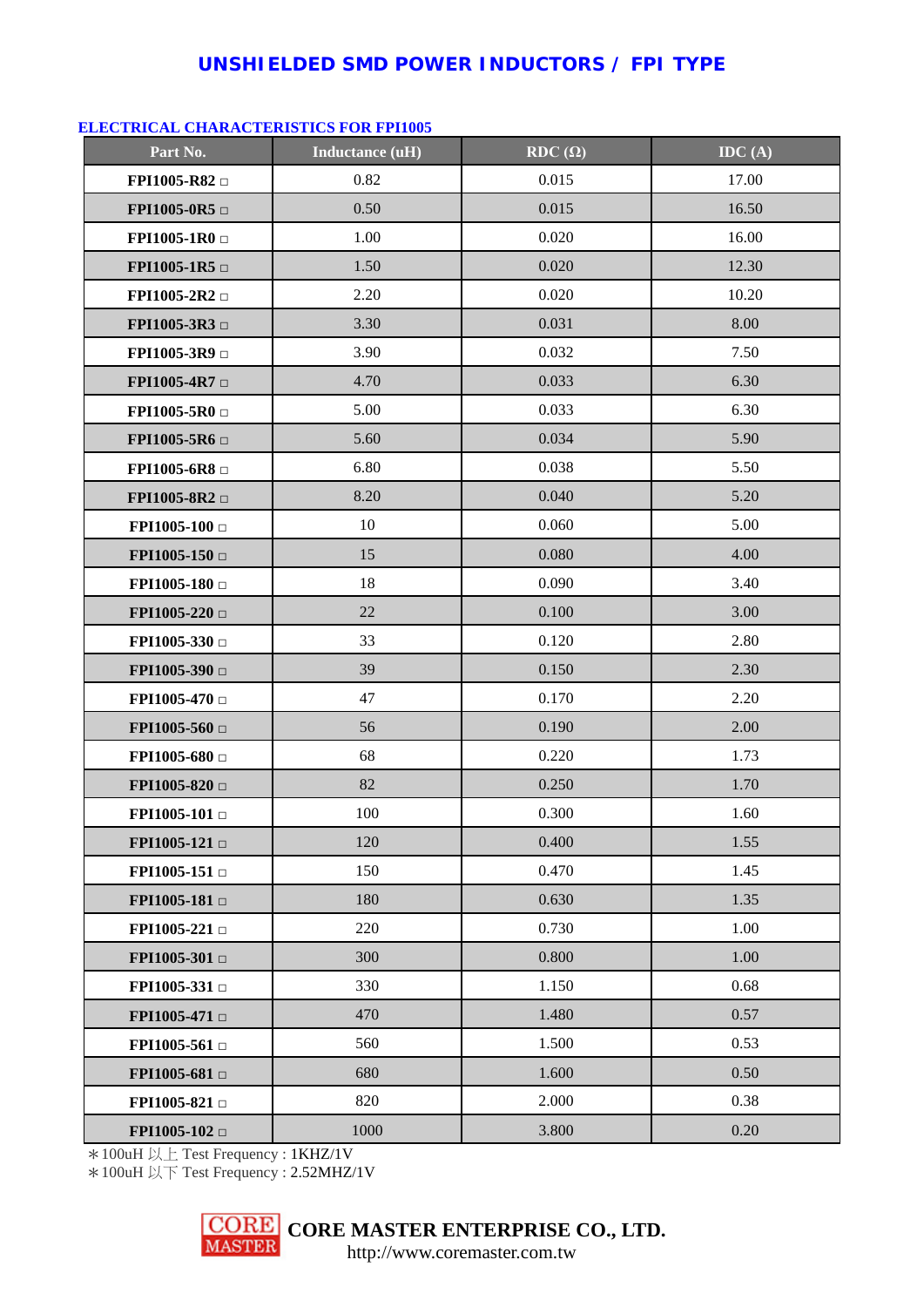# UNSHIELDED SMD POWER INDUCTORS / FPI TYPE

## ELECTRICAL CHARACTERISTICS FOR FPI1005

| Part No. | Inductance (uH) | RDC (Ω) | IDC (A) |
|---|---|---|---|
| **FPI1005-R82 □** | 0.82 | 0.015 | 17.00 |
| **FPI1005-0R5 □** | 0.50 | 0.015 | 16.50 |
| **FPI1005-1R0 □** | 1.00 | 0.020 | 16.00 |
| **FPI1005-1R5 □** | 1.50 | 0.020 | 12.30 |
| **FPI1005-2R2 □** | 2.20 | 0.020 | 10.20 |
| **FPI1005-3R3 □** | 3.30 | 0.031 | 8.00 |
| **FPI1005-3R9 □** | 3.90 | 0.032 | 7.50 |
| **FPI1005-4R7 □** | 4.70 | 0.033 | 6.30 |
| **FPI1005-5R0 □** | 5.00 | 0.033 | 6.30 |
| **FPI1005-5R6 □** | 5.60 | 0.034 | 5.90 |
| **FPI1005-6R8 □** | 6.80 | 0.038 | 5.50 |
| **FPI1005-8R2 □** | 8.20 | 0.040 | 5.20 |
| **FPI1005-100 □** | 10 | 0.060 | 5.00 |
| **FPI1005-150 □** | 15 | 0.080 | 4.00 |
| **FPI1005-180 □** | 18 | 0.090 | 3.40 |
| **FPI1005-220 □** | 22 | 0.100 | 3.00 |
| **FPI1005-330 □** | 33 | 0.120 | 2.80 |
| **FPI1005-390 □** | 39 | 0.150 | 2.30 |
| **FPI1005-470 □** | 47 | 0.170 | 2.20 |
| **FPI1005-560 □** | 56 | 0.190 | 2.00 |
| **FPI1005-680 □** | 68 | 0.220 | 1.73 |
| **FPI1005-820 □** | 82 | 0.250 | 1.70 |
| **FPI1005-101 □** | 100 | 0.300 | 1.60 |
| **FPI1005-121 □** | 120 | 0.400 | 1.55 |
| **FPI1005-151 □** | 150 | 0.470 | 1.45 |
| **FPI1005-181 □** | 180 | 0.630 | 1.35 |
| **FPI1005-221 □** | 220 | 0.730 | 1.00 |
| **FPI1005-301 □** | 300 | 0.800 | 1.00 |
| **FPI1005-331 □** | 330 | 1.150 | 0.68 |
| **FPI1005-471 □** | 470 | 1.480 | 0.57 |
| **FPI1005-561 □** | 560 | 1.500 | 0.53 |
| **FPI1005-681 □** | 680 | 1.600 | 0.50 |
| **FPI1005-821 □** | 820 | 2.000 | 0.38 |
| **FPI1005-102 □** | 1000 | 3.800 | 0.20 |

＊100uH 以上 Test Frequency : 1KHZ/1V

＊100uH 以下 Test Frequency : 2.52MHZ/1V

CORE MASTER

**CORE MASTER ENTERPRISE CO., LTD.**

http://www.coremaster.com.tw